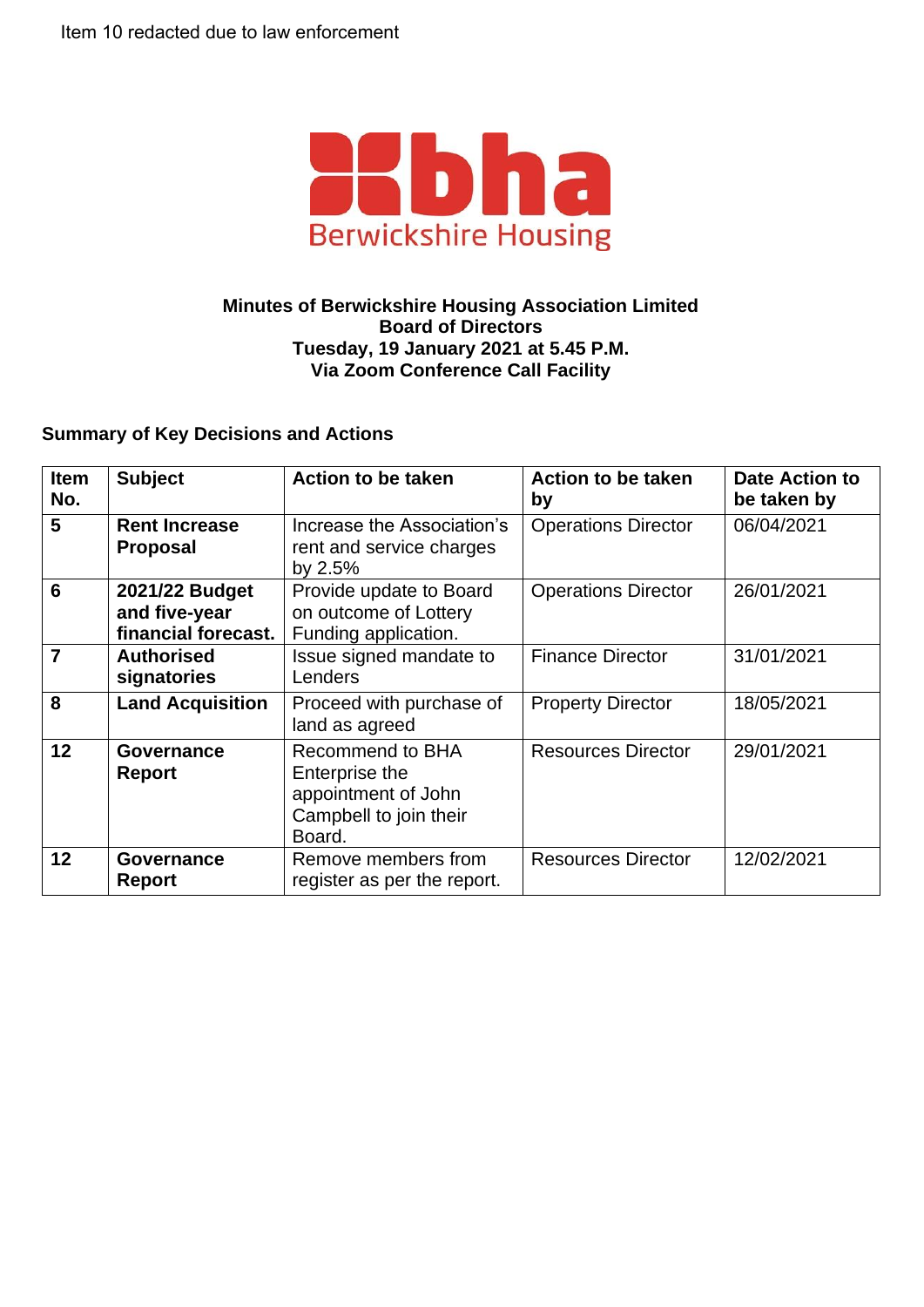Item 10 redacted due to law enforcement

**Minutes of Berwickshire Housing Association Limited**
**Board of Directors**
**Tuesday, 19 January 2021 at 5.45 P.M.**
**Via Zoom Conference Call Facility**

**Summary of Key Decisions and Actions**

| Item No. | Subject | Action to be taken | Action to be taken by | Date Action to be taken by |
|---|---|---|---|---|
| **5** | **Rent Increase Proposal** | Increase the Association's rent and service charges by 2.5% | Operations Director | 06/04/2021 |
| **6** | **2021/22 Budget and five-year financial forecast.** | Provide update to Board on outcome of Lottery Funding application. | Operations Director | 26/01/2021 |
| **7** | **Authorised signatories** | Issue signed mandate to Lenders | Finance Director | 31/01/2021 |
| **8** | **Land Acquisition** | Proceed with purchase of land as agreed | Property Director | 18/05/2021 |
| **12** | **Governance Report** | Recommend to BHA Enterprise the appointment of John Campbell to join their Board. | Resources Director | 29/01/2021 |
| **12** | **Governance Report** | Remove members from register as per the report. | Resources Director | 12/02/2021 |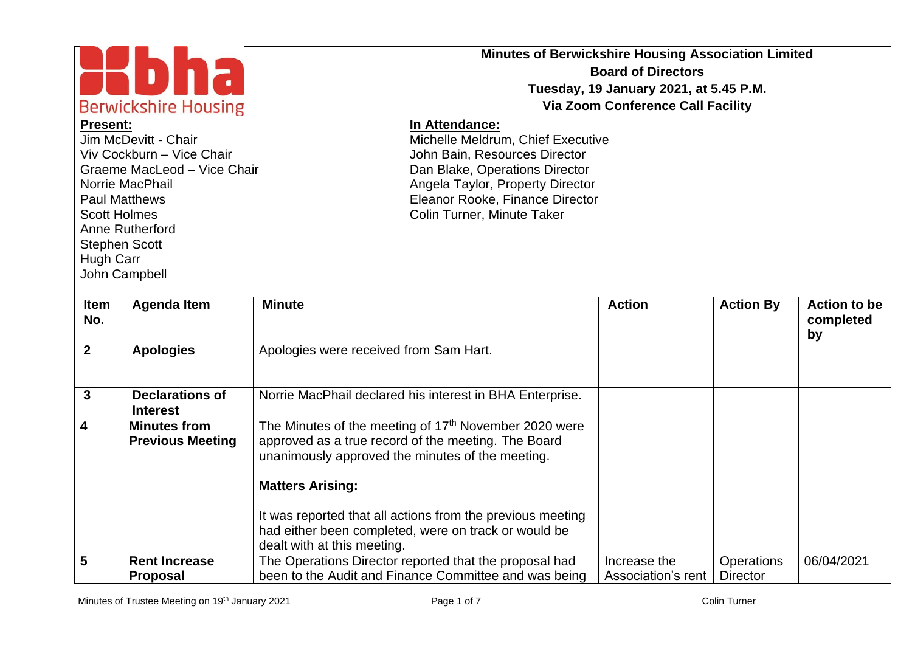![Berwickshire Housing logo]

# Minutes of Berwickshire Housing Association Limited
## Board of Directors
### Tuesday, 19 January 2021, at 5.45 P.M.
### Via Zoom Conference Call Facility

**Present:**
Jim McDevitt - Chair
Viv Cockburn – Vice Chair
Graeme MacLeod – Vice Chair
Norrie MacPhail
Paul Matthews
Scott Holmes
Anne Rutherford
Stephen Scott
Hugh Carr
John Campbell

**In Attendance:**
Michelle Meldrum, Chief Executive
John Bain, Resources Director
Dan Blake, Operations Director
Angela Taylor, Property Director
Eleanor Rooke, Finance Director
Colin Turner, Minute Taker

| Item No. | Agenda Item | Minute | Action | Action By | Action to be completed by |
|---|---|---|---|---|---|
| 2 | **Apologies** | Apologies were received from Sam Hart. | | | |
| 3 | **Declarations of Interest** | Norrie MacPhail declared his interest in BHA Enterprise. | | | |
| 4 | **Minutes from Previous Meeting** | The Minutes of the meeting of 17th November 2020 were approved as a true record of the meeting. The Board unanimously approved the minutes of the meeting.<br><br>**Matters Arising:**<br><br>It was reported that all actions from the previous meeting had either been completed, were on track or would be dealt with at this meeting. | | | |
| 5 | **Rent Increase Proposal** | The Operations Director reported that the proposal had been to the Audit and Finance Committee and was being | Increase the Association's rent | Operations Director | 06/04/2021 |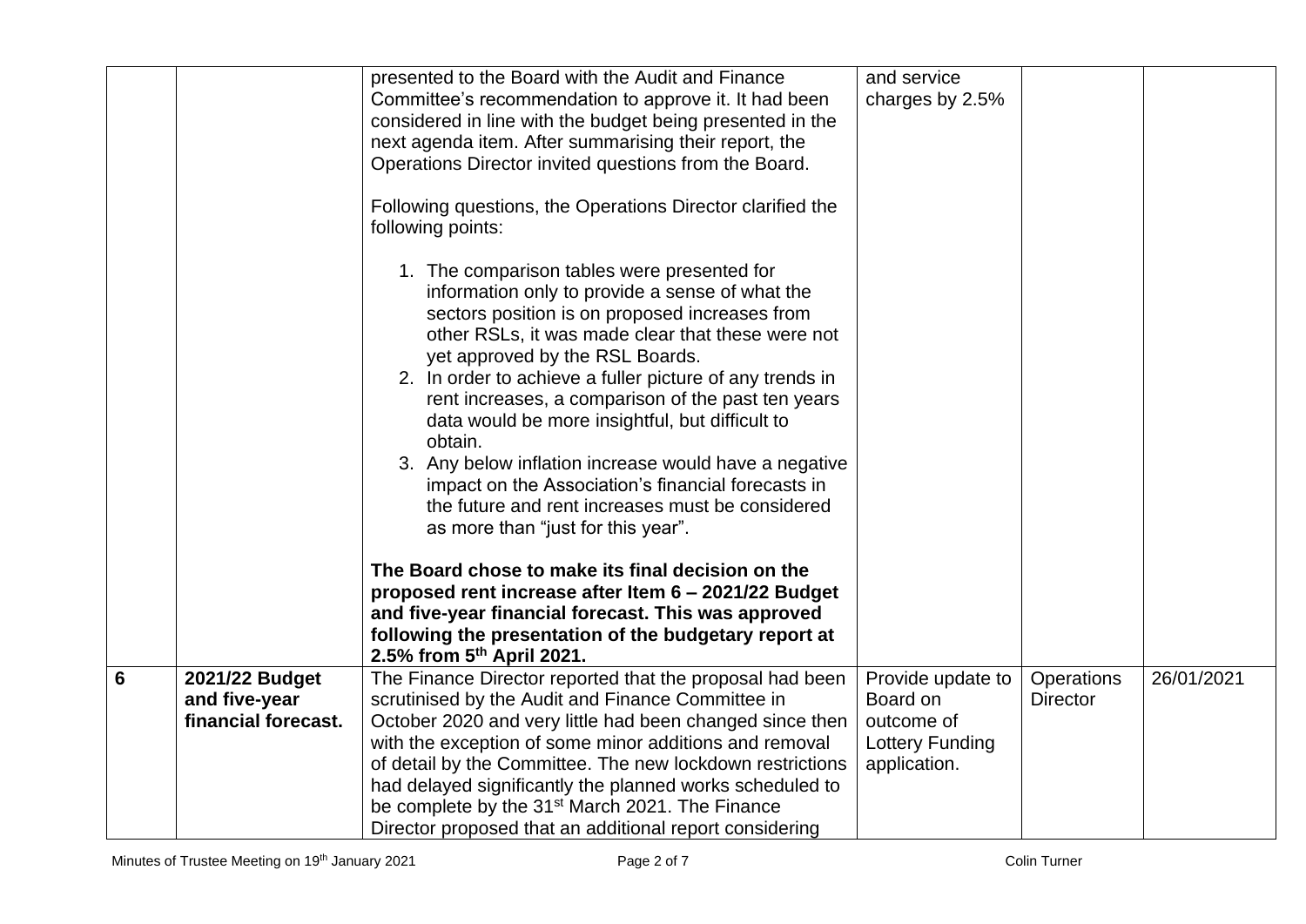| | | | | | |
|---|---|---|---|---|---|
| | | presented to the Board with the Audit and Finance Committee's recommendation to approve it. It had been considered in line with the budget being presented in the next agenda item. After summarising their report, the Operations Director invited questions from the Board.<br><br>Following questions, the Operations Director clarified the following points:<br><br>1. The comparison tables were presented for information only to provide a sense of what the sectors position is on proposed increases from other RSLs, it was made clear that these were not yet approved by the RSL Boards.<br>2. In order to achieve a fuller picture of any trends in rent increases, a comparison of the past ten years data would be more insightful, but difficult to obtain.<br>3. Any below inflation increase would have a negative impact on the Association's financial forecasts in the future and rent increases must be considered as more than "just for this year".<br><br>**The Board chose to make its final decision on the proposed rent increase after Item 6 – 2021/22 Budget and five-year financial forecast. This was approved following the presentation of the budgetary report at 2.5% from 5th April 2021.** | and service charges by 2.5% | | |
| **6** | **2021/22 Budget and five-year financial forecast.** | The Finance Director reported that the proposal had been scrutinised by the Audit and Finance Committee in October 2020 and very little had been changed since then with the exception of some minor additions and removal of detail by the Committee. The new lockdown restrictions had delayed significantly the planned works scheduled to be complete by the 31st March 2021. The Finance Director proposed that an additional report considering | Provide update to Board on outcome of Lottery Funding application. | Operations Director | 26/01/2021 |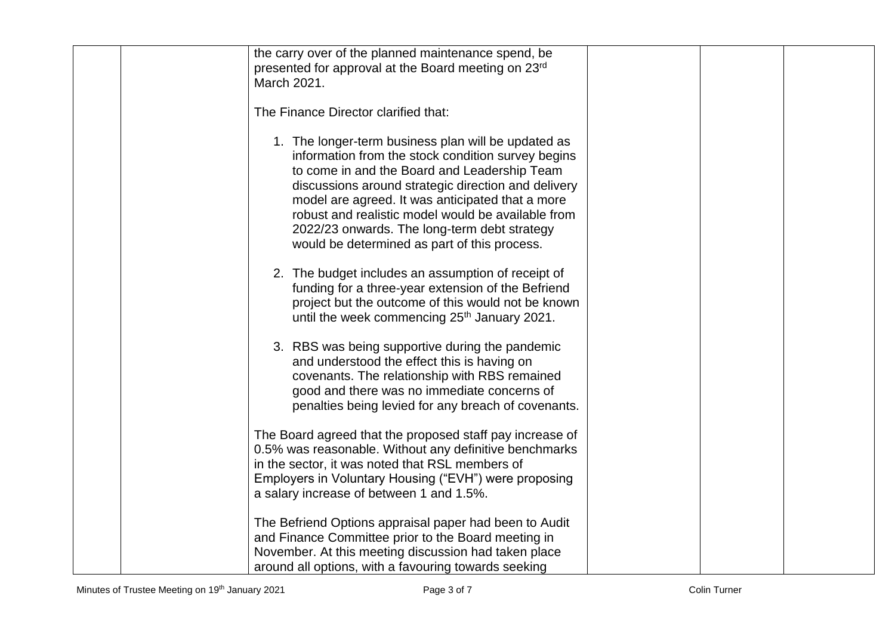| | | | | | |
|---|---|---|---|---|---|
| | | the carry over of the planned maintenance spend, be presented for approval at the Board meeting on 23rd March 2021.<br><br>The Finance Director clarified that:<br><br>1. The longer-term business plan will be updated as information from the stock condition survey begins to come in and the Board and Leadership Team discussions around strategic direction and delivery model are agreed. It was anticipated that a more robust and realistic model would be available from 2022/23 onwards. The long-term debt strategy would be determined as part of this process.<br><br>2. The budget includes an assumption of receipt of funding for a three-year extension of the Befriend project but the outcome of this would not be known until the week commencing 25th January 2021.<br><br>3. RBS was being supportive during the pandemic and understood the effect this is having on covenants. The relationship with RBS remained good and there was no immediate concerns of penalties being levied for any breach of covenants.<br><br>The Board agreed that the proposed staff pay increase of 0.5% was reasonable. Without any definitive benchmarks in the sector, it was noted that RSL members of Employers in Voluntary Housing ("EVH") were proposing a salary increase of between 1 and 1.5%.<br><br>The Befriend Options appraisal paper had been to Audit and Finance Committee prior to the Board meeting in November. At this meeting discussion had taken place around all options, with a favouring towards seeking | | | |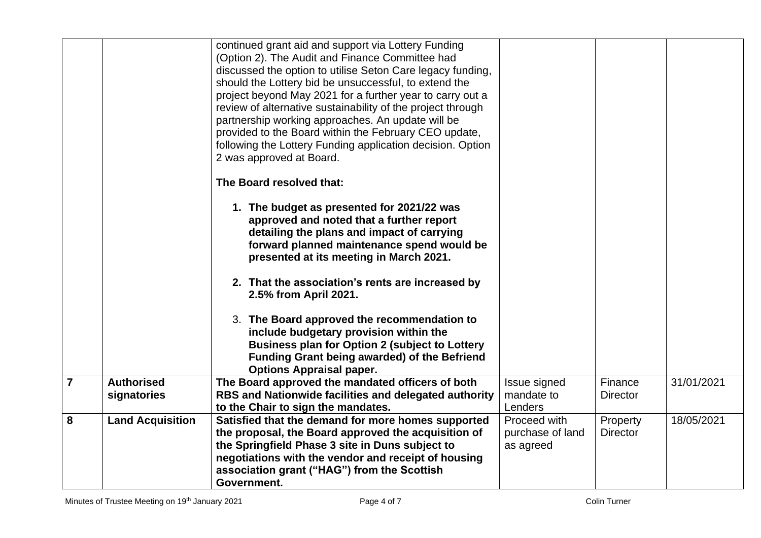| | | | | | |
|---|---|---|---|---|---|
| | | continued grant aid and support via Lottery Funding (Option 2). The Audit and Finance Committee had discussed the option to utilise Seton Care legacy funding, should the Lottery bid be unsuccessful, to extend the project beyond May 2021 for a further year to carry out a review of alternative sustainability of the project through partnership working approaches. An update will be provided to the Board within the February CEO update, following the Lottery Funding application decision. Option 2 was approved at Board.<br><br>**The Board resolved that:**<br><br>1. **The budget as presented for 2021/22 was approved and noted that a further report detailing the plans and impact of carrying forward planned maintenance spend would be presented at its meeting in March 2021.**<br><br>2. **That the association's rents are increased by 2.5% from April 2021.**<br><br>3. **The Board approved the recommendation to include budgetary provision within the Business plan for Option 2 (subject to Lottery Funding Grant being awarded) of the Befriend Options Appraisal paper.** | | | |
| **7** | **Authorised signatories** | **The Board approved the mandated officers of both RBS and Nationwide facilities and delegated authority to the Chair to sign the mandates.** | Issue signed mandate to Lenders | Finance Director | 31/01/2021 |
| **8** | **Land Acquisition** | **Satisfied that the demand for more homes supported the proposal, the Board approved the acquisition of the Springfield Phase 3 site in Duns subject to negotiations with the vendor and receipt of housing association grant ("HAG") from the Scottish Government.** | Proceed with purchase of land as agreed | Property Director | 18/05/2021 |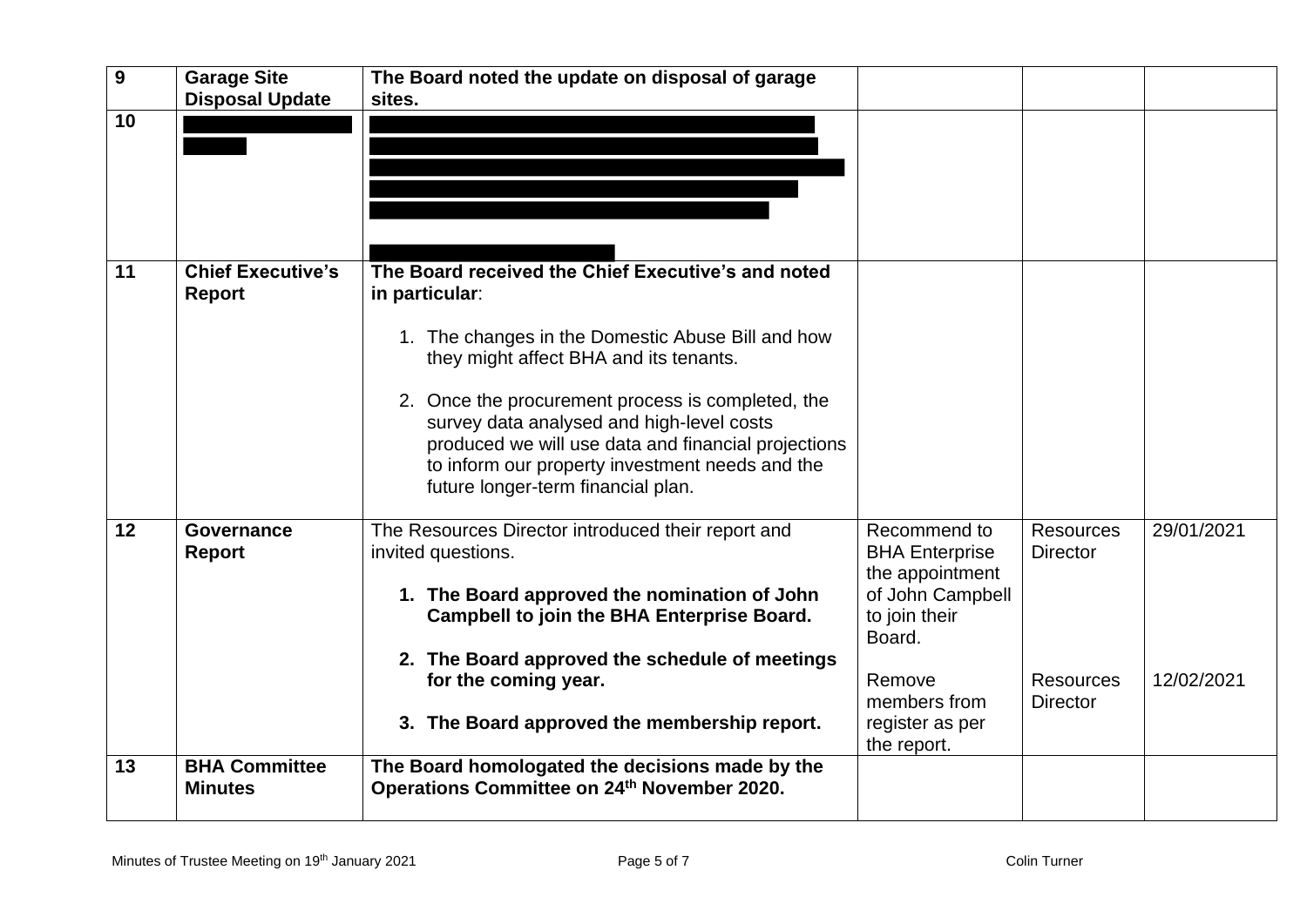| 9 | **Garage Site Disposal Update** | **The Board noted the update on disposal of garage sites.** | | | |
|---|---|---|---|---|---|
| 10 | | | | | |
| 11 | **Chief Executive's Report** | **The Board received the Chief Executive's and noted in particular**:<br><br>1. The changes in the Domestic Abuse Bill and how they might affect BHA and its tenants.<br><br>2. Once the procurement process is completed, the survey data analysed and high-level costs produced we will use data and financial projections to inform our property investment needs and the future longer-term financial plan. | | | |
| 12 | **Governance Report** | The Resources Director introduced their report and invited questions.<br><br>1. **The Board approved the nomination of John Campbell to join the BHA Enterprise Board.**<br><br>2. **The Board approved the schedule of meetings for the coming year.**<br><br>3. **The Board approved the membership report.** | Recommend to BHA Enterprise the appointment of John Campbell to join their Board.<br><br>Remove members from register as per the report. | Resources Director<br><br>Resources Director | 29/01/2021<br><br>12/02/2021 |
| 13 | **BHA Committee Minutes** | **The Board homologated the decisions made by the Operations Committee on 24th November 2020.** | | | |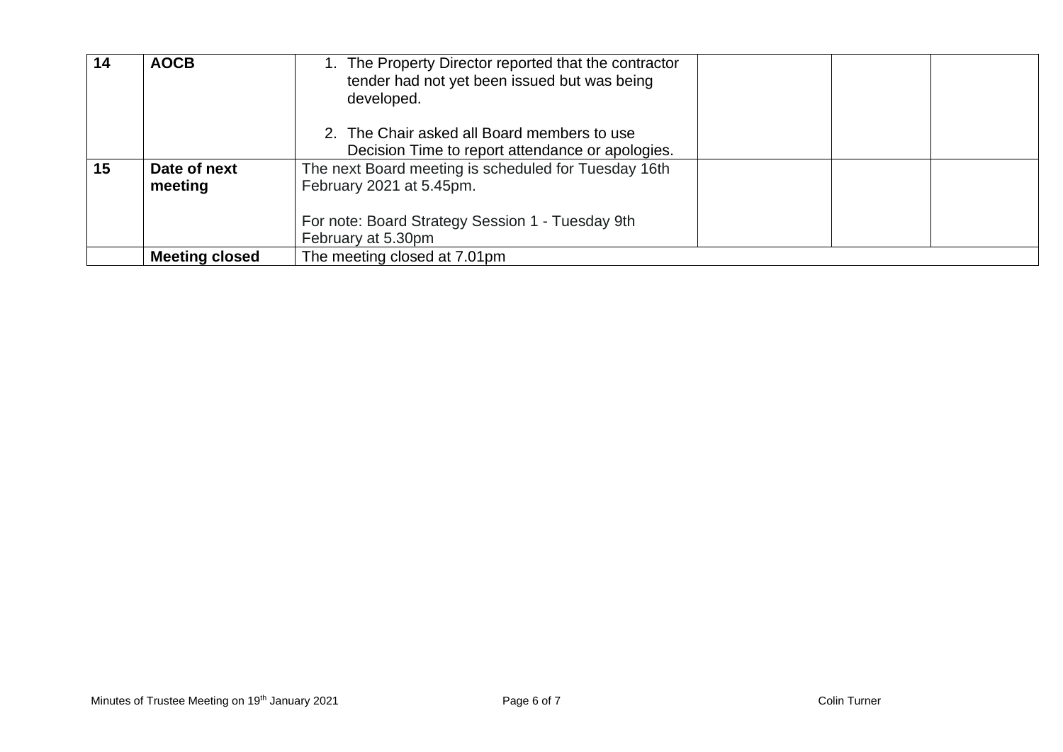| | | | | | |
|---|---|---|---|---|---|
| **14** | **AOCB** | 1. The Property Director reported that the contractor tender had not yet been issued but was being developed.<br><br>2. The Chair asked all Board members to use Decision Time to report attendance or apologies. | | | |
| **15** | **Date of next meeting** | The next Board meeting is scheduled for Tuesday 16th February 2021 at 5.45pm.<br><br>For note: Board Strategy Session 1 - Tuesday 9th February at 5.30pm | | | |
| | **Meeting closed** | The meeting closed at 7.01pm | | | |